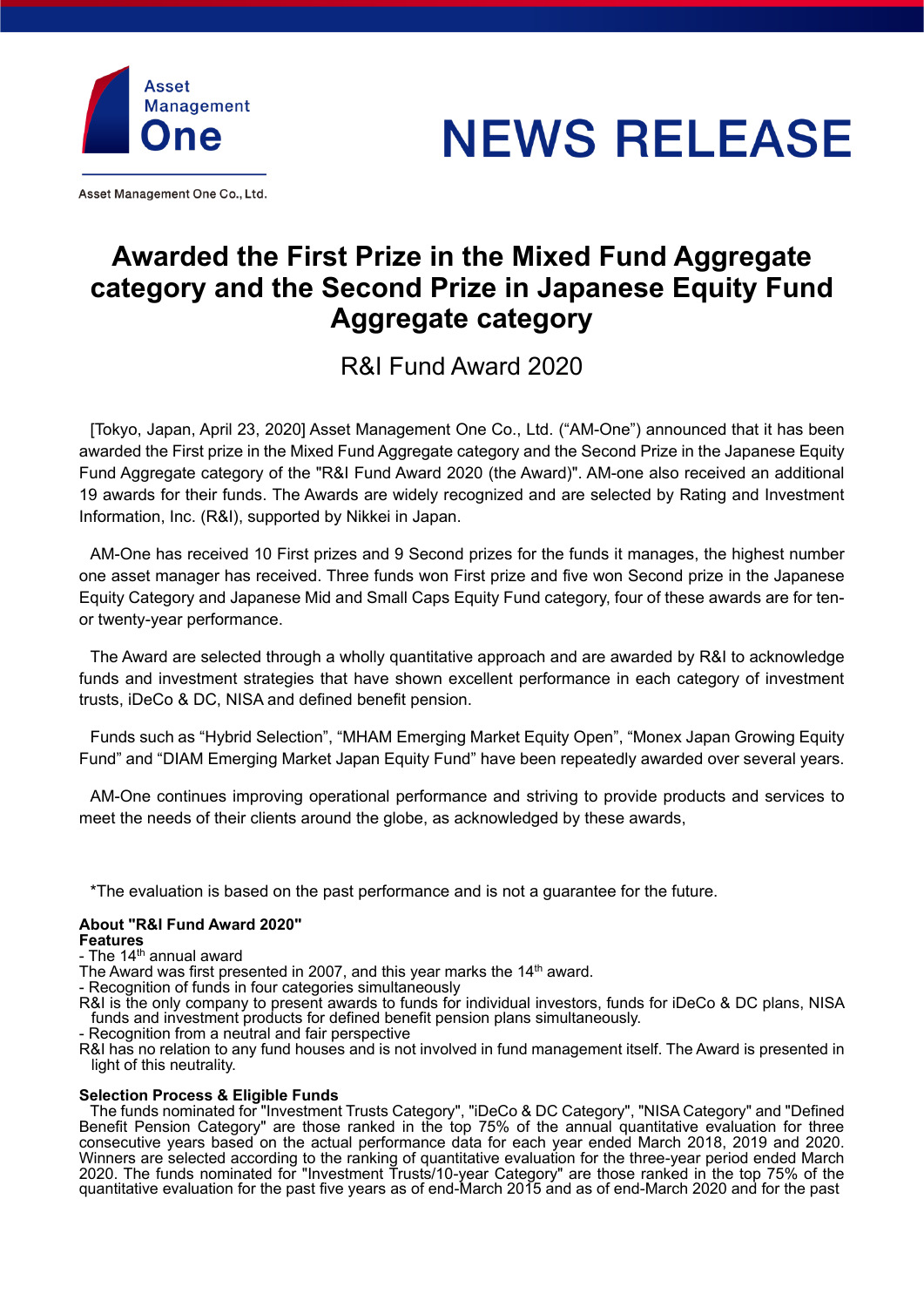Asset Management One

Asset Management One Co., Ltd.

# NEWS RELEASE

## Awarded the First Prize in the Mixed Fund Aggregate category and the Second Prize in Japanese Equity Fund Aggregate category

R&I Fund Award 2020

[Tokyo, Japan, April 23, 2020] Asset Management One Co., Ltd. ("AM-One") announced that it has been awarded the First prize in the Mixed Fund Aggregate category and the Second Prize in the Japanese Equity Fund Aggregate category of the "R&I Fund Award 2020 (the Award)". AM-one also received an additional 19 awards for their funds. The Awards are widely recognized and are selected by Rating and Investment Information, Inc. (R&I), supported by Nikkei in Japan.

AM-One has received 10 First prizes and 9 Second prizes for the funds it manages, the highest number one asset manager has received. Three funds won First prize and five won Second prize in the Japanese Equity Category and Japanese Mid and Small Caps Equity Fund category, four of these awards are for ten- or twenty-year performance.

The Award are selected through a wholly quantitative approach and are awarded by R&I to acknowledge funds and investment strategies that have shown excellent performance in each category of investment trusts, iDeCo & DC, NISA and defined benefit pension.

Funds such as "Hybrid Selection", "MHAM Emerging Market Equity Open", "Monex Japan Growing Equity Fund" and "DIAM Emerging Market Japan Equity Fund" have been repeatedly awarded over several years.

AM-One continues improving operational performance and striving to provide products and services to meet the needs of their clients around the globe, as acknowledged by these awards,

*The evaluation is based on the past performance and is not a guarantee for the future.

**About "R&I Fund Award 2020"**

**Features**

- The 14th annual award

The Award was first presented in 2007, and this year marks the 14th award.

- Recognition of funds in four categories simultaneously

R&I is the only company to present awards to funds for individual investors, funds for iDeCo & DC plans, NISA funds and investment products for defined benefit pension plans simultaneously.

- Recognition from a neutral and fair perspective

R&I has no relation to any fund houses and is not involved in fund management itself. The Award is presented in light of this neutrality.

**Selection Process & Eligible Funds**

The funds nominated for "Investment Trusts Category", "iDeCo & DC Category", "NISA Category" and "Defined Benefit Pension Category" are those ranked in the top 75% of the annual quantitative evaluation for three consecutive years based on the actual performance data for each year ended March 2018, 2019 and 2020. Winners are selected according to the ranking of quantitative evaluation for the three-year period ended March 2020. The funds nominated for "Investment Trusts/10-year Category" are those ranked in the top 75% of the quantitative evaluation for the past five years as of end-March 2015 and as of end-March 2020 and for the past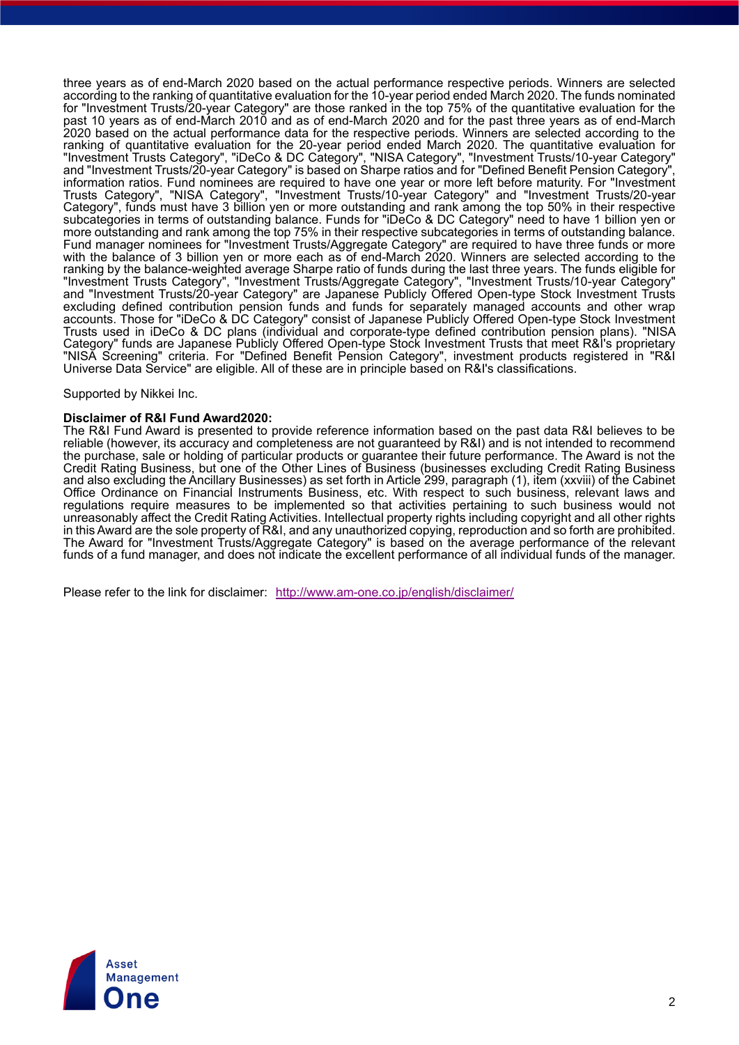three years as of end-March 2020 based on the actual performance respective periods. Winners are selected according to the ranking of quantitative evaluation for the 10-year period ended March 2020. The funds nominated for "Investment Trusts/20-year Category" are those ranked in the top 75% of the quantitative evaluation for the past 10 years as of end-March 2010 and as of end-March 2020 and for the past three years as of end-March 2020 based on the actual performance data for the respective periods. Winners are selected according to the ranking of quantitative evaluation for the 20-year period ended March 2020. The quantitative evaluation for "Investment Trusts Category", "iDeCo & DC Category", "NISA Category", "Investment Trusts/10-year Category" and "Investment Trusts/20-year Category" is based on Sharpe ratios and for "Defined Benefit Pension Category", information ratios. Fund nominees are required to have one year or more left before maturity. For "Investment Trusts Category", "NISA Category", "Investment Trusts/10-year Category" and "Investment Trusts/20-year Category", funds must have 3 billion yen or more outstanding and rank among the top 50% in their respective subcategories in terms of outstanding balance. Funds for "iDeCo & DC Category" need to have 1 billion yen or more outstanding and rank among the top 75% in their respective subcategories in terms of outstanding balance. Fund manager nominees for "Investment Trusts/Aggregate Category" are required to have three funds or more with the balance of 3 billion yen or more each as of end-March 2020. Winners are selected according to the ranking by the balance-weighted average Sharpe ratio of funds during the last three years. The funds eligible for "Investment Trusts Category", "Investment Trusts/Aggregate Category", "Investment Trusts/10-year Category" and "Investment Trusts/20-year Category" are Japanese Publicly Offered Open-type Stock Investment Trusts excluding defined contribution pension funds and funds for separately managed accounts and other wrap accounts. Those for "iDeCo & DC Category" consist of Japanese Publicly Offered Open-type Stock Investment Trusts used in iDeCo & DC plans (individual and corporate-type defined contribution pension plans). "NISA Category" funds are Japanese Publicly Offered Open-type Stock Investment Trusts that meet R&I's proprietary "NISA Screening" criteria. For "Defined Benefit Pension Category", investment products registered in "R&I Universe Data Service" are eligible. All of these are in principle based on R&I's classifications.

Supported by Nikkei Inc.

**Disclaimer of R&I Fund Award2020:**
The R&I Fund Award is presented to provide reference information based on the past data R&I believes to be reliable (however, its accuracy and completeness are not guaranteed by R&I) and is not intended to recommend the purchase, sale or holding of particular products or guarantee their future performance. The Award is not the Credit Rating Business, but one of the Other Lines of Business (businesses excluding Credit Rating Business and also excluding the Ancillary Businesses) as set forth in Article 299, paragraph (1), item (xxviii) of the Cabinet Office Ordinance on Financial Instruments Business, etc. With respect to such business, relevant laws and regulations require measures to be implemented so that activities pertaining to such business would not unreasonably affect the Credit Rating Activities. Intellectual property rights including copyright and all other rights in this Award are the sole property of R&I, and any unauthorized copying, reproduction and so forth are prohibited. The Award for "Investment Trusts/Aggregate Category" is based on the average performance of the relevant funds of a fund manager, and does not indicate the excellent performance of all individual funds of the manager.

Please refer to the link for disclaimer: http://www.am-one.co.jp/english/disclaimer/

Asset Management One